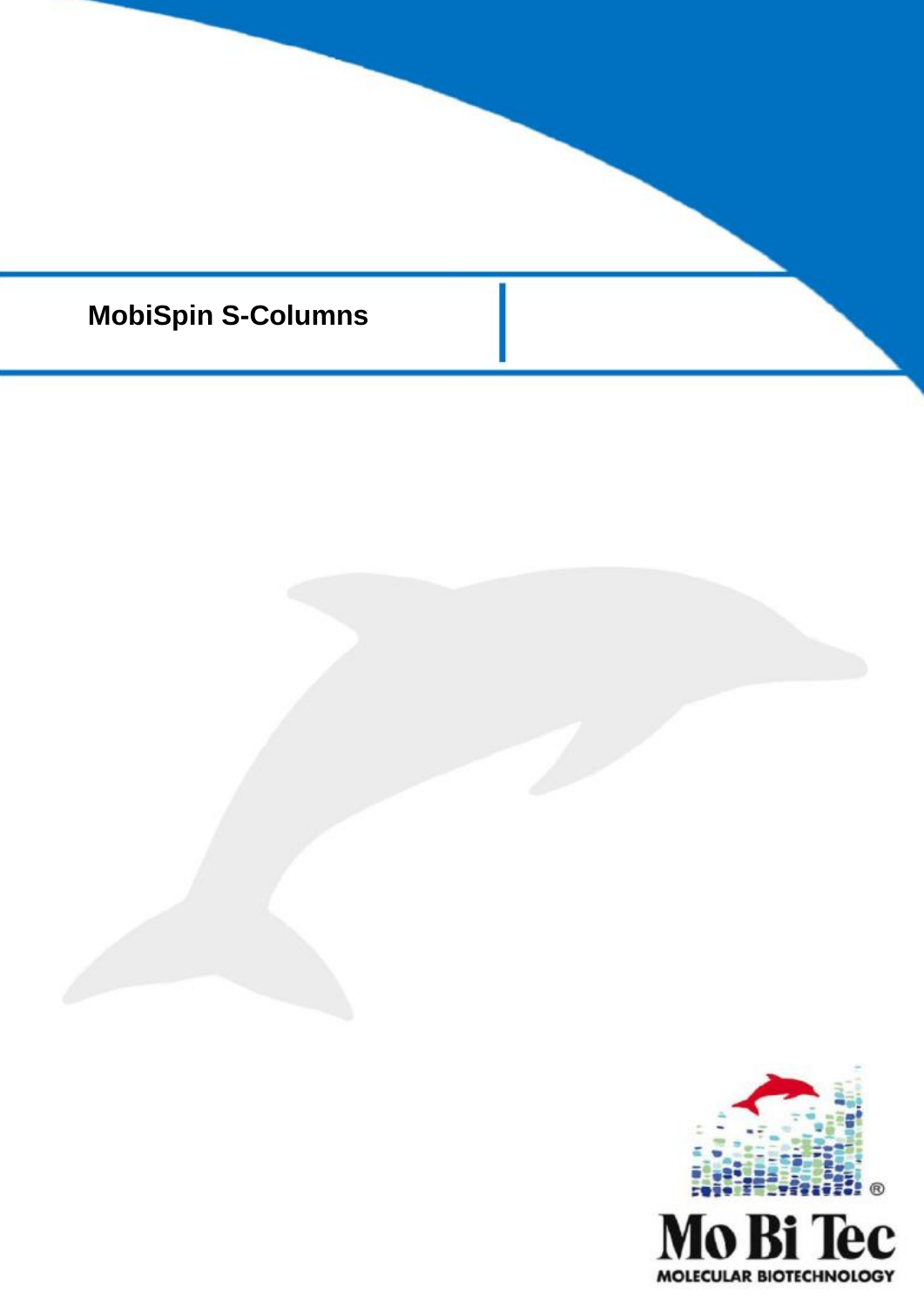# MobiSpin S-Columns

Mo Bi Tec

MOLECULAR BIOTECHNOLOGY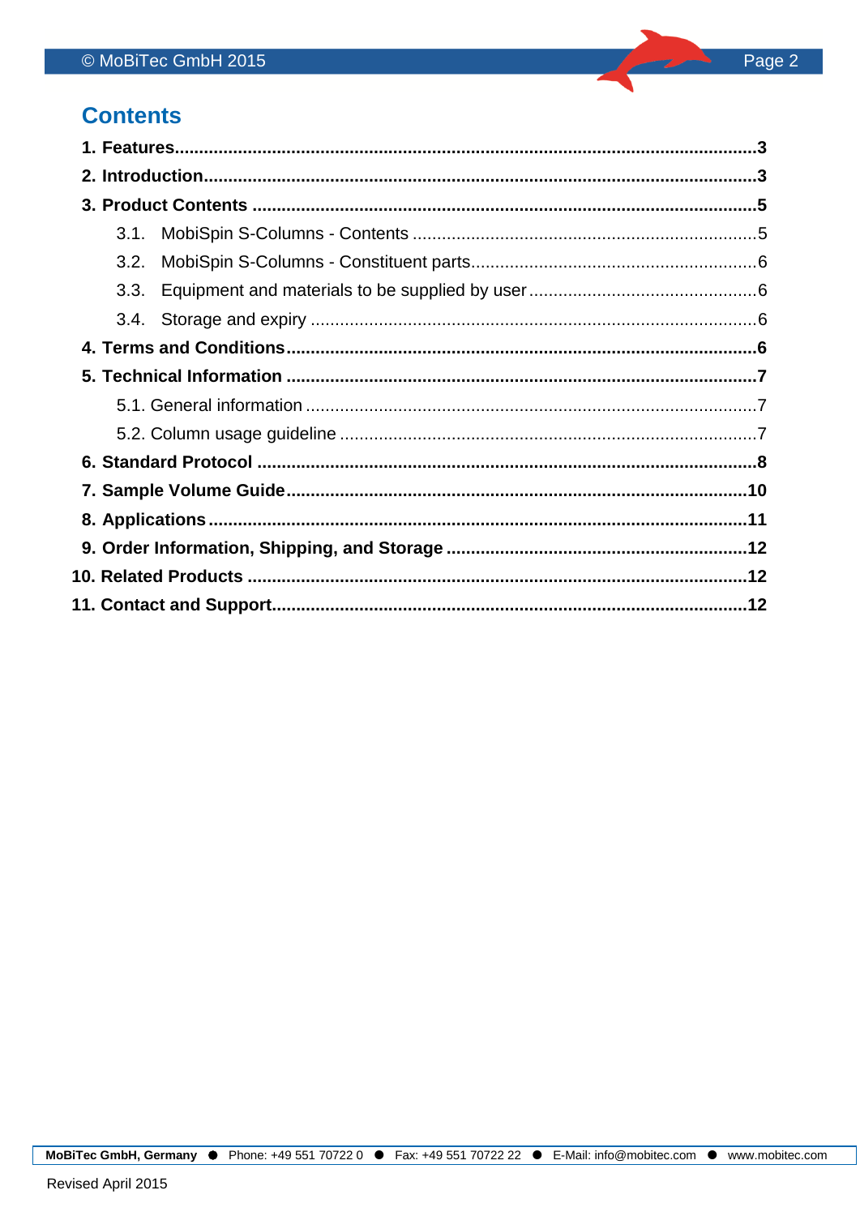# Contents

**1. Features** ....................................................................................................... **3**

**2. Introduction** .................................................................................................. **3**

**3. Product Contents** ......................................................................................... **5**

3.1. MobiSpin S-Columns - Contents ....................................................................... 5

3.2. MobiSpin S-Columns - Constituent parts ........................................................... 6

3.3. Equipment and materials to be supplied by user ............................................... 6

3.4. Storage and expiry ............................................................................................ 6

**4. Terms and Conditions** .................................................................................... **6**

**5. Technical Information** .................................................................................... **7**

5.1. General information ............................................................................................ 7

5.2. Column usage guideline ..................................................................................... 7

**6. Standard Protocol** ......................................................................................... **8**

**7. Sample Volume Guide** ................................................................................... **10**

**8. Applications** .................................................................................................. **11**

**9. Order Information, Shipping, and Storage** ................................................... **12**

**10. Related Products** ......................................................................................... **12**

**11. Contact and Support** .................................................................................... **12**

MoBiTec GmbH, Germany ● Phone: +49 551 70722 0 ● Fax: +49 551 70722 22 ● E-Mail: info@mobitec.com ● www.mobitec.com

Revised April 2015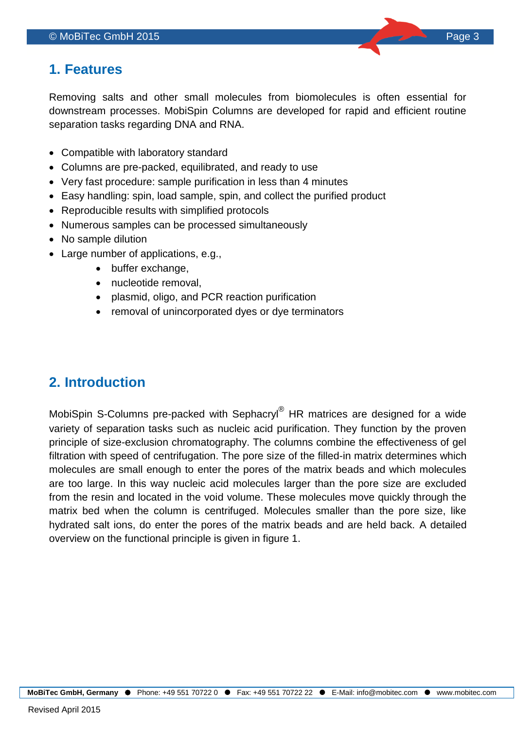## 1. Features

Removing salts and other small molecules from biomolecules is often essential for downstream processes. MobiSpin Columns are developed for rapid and efficient routine separation tasks regarding DNA and RNA.

- Compatible with laboratory standard
- Columns are pre-packed, equilibrated, and ready to use
- Very fast procedure: sample purification in less than 4 minutes
- Easy handling: spin, load sample, spin, and collect the purified product
- Reproducible results with simplified protocols
- Numerous samples can be processed simultaneously
- No sample dilution
- Large number of applications, e.g.,
    - buffer exchange,
    - nucleotide removal,
    - plasmid, oligo, and PCR reaction purification
    - removal of unincorporated dyes or dye terminators

## 2. Introduction

MobiSpin S-Columns pre-packed with Sephacryl® HR matrices are designed for a wide variety of separation tasks such as nucleic acid purification. They function by the proven principle of size-exclusion chromatography. The columns combine the effectiveness of gel filtration with speed of centrifugation. The pore size of the filled-in matrix determines which molecules are small enough to enter the pores of the matrix beads and which molecules are too large. In this way nucleic acid molecules larger than the pore size are excluded from the resin and located in the void volume. These molecules move quickly through the matrix bed when the column is centrifuged. Molecules smaller than the pore size, like hydrated salt ions, do enter the pores of the matrix beads and are held back. A detailed overview on the functional principle is given in figure 1.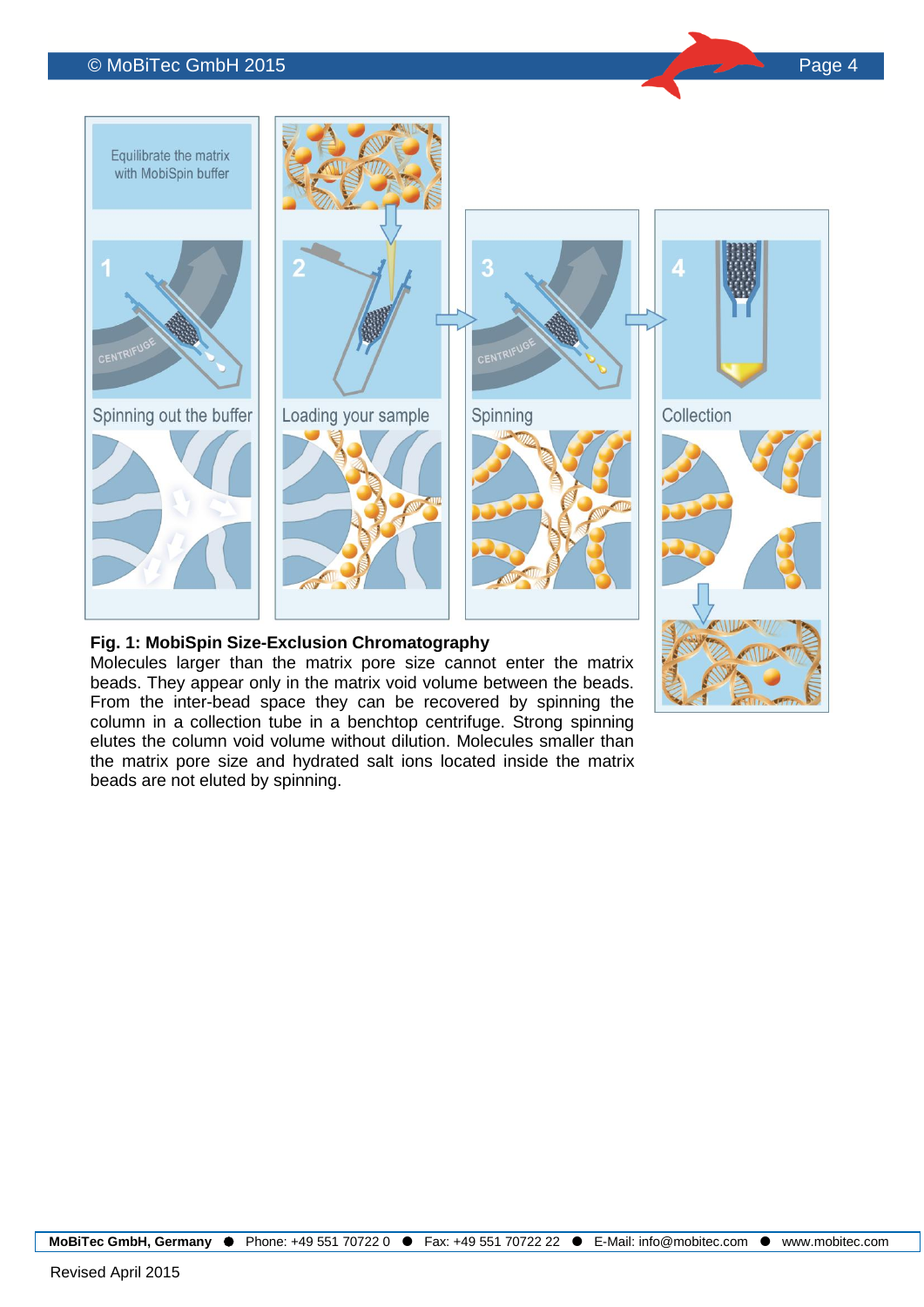**Fig. 1: MobiSpin Size-Exclusion Chromatography**
Molecules larger than the matrix pore size cannot enter the matrix beads. They appear only in the matrix void volume between the beads. From the inter-bead space they can be recovered by spinning the column in a collection tube in a benchtop centrifuge. Strong spinning elutes the column void volume without dilution. Molecules smaller than the matrix pore size and hydrated salt ions located inside the matrix beads are not eluted by spinning.

Revised April 2015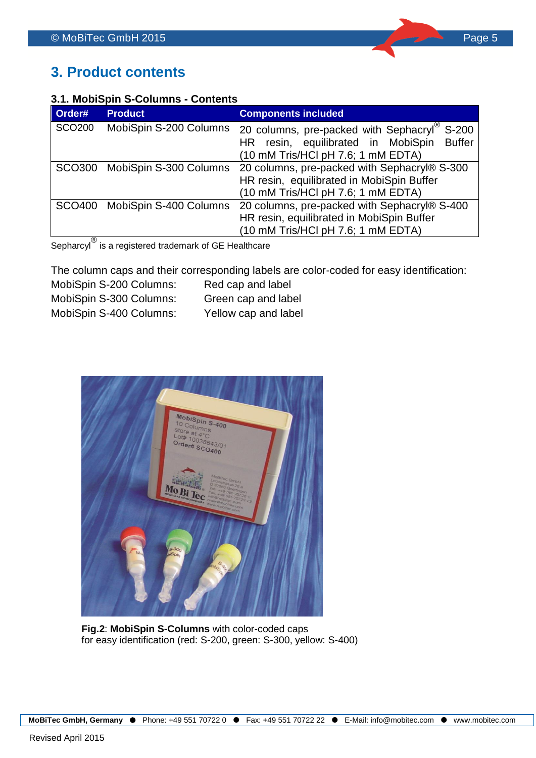# 3. Product contents

### 3.1. MobiSpin S-Columns - Contents

| Order# | Product | Components included |
|---|---|---|
| SCO200 | MobiSpin S-200 Columns | 20 columns, pre-packed with Sephacryl® S-200 HR resin, equilibrated in MobiSpin Buffer (10 mM Tris/HCl pH 7.6; 1 mM EDTA) |
| SCO300 | MobiSpin S-300 Columns | 20 columns, pre-packed with Sephacryl® S-300 HR resin, equilibrated in MobiSpin Buffer (10 mM Tris/HCl pH 7.6; 1 mM EDTA) |
| SCO400 | MobiSpin S-400 Columns | 20 columns, pre-packed with Sephacryl® S-400 HR resin, equilibrated in MobiSpin Buffer (10 mM Tris/HCl pH 7.6; 1 mM EDTA) |

Sephacryl® is a registered trademark of GE Healthcare

The column caps and their corresponding labels are color-coded for easy identification:

MobiSpin S-200 Columns: Red cap and label
MobiSpin S-300 Columns: Green cap and label
MobiSpin S-400 Columns: Yellow cap and label

**Fig.2**: **MobiSpin S-Columns** with color-coded caps for easy identification (red: S-200, green: S-300, yellow: S-400)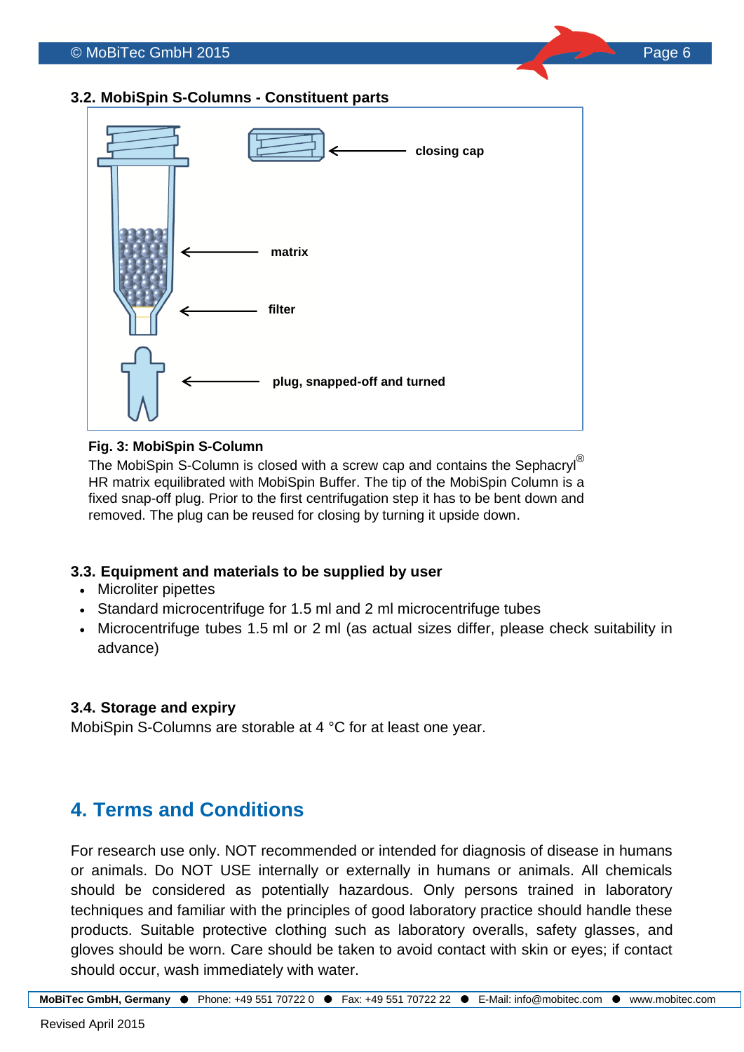### 3.2. MobiSpin S-Columns - Constituent parts

closing cap

matrix

filter

plug, snapped-off and turned

**Fig. 3: MobiSpin S-Column**

The MobiSpin S-Column is closed with a screw cap and contains the Sephacryl® HR matrix equilibrated with MobiSpin Buffer. The tip of the MobiSpin Column is a fixed snap-off plug. Prior to the first centrifugation step it has to be bent down and removed. The plug can be reused for closing by turning it upside down.

### 3.3. Equipment and materials to be supplied by user

- Microliter pipettes
- Standard microcentrifuge for 1.5 ml and 2 ml microcentrifuge tubes
- Microcentrifuge tubes 1.5 ml or 2 ml (as actual sizes differ, please check suitability in advance)

### 3.4. Storage and expiry

MobiSpin S-Columns are storable at 4 °C for at least one year.

## 4. Terms and Conditions

For research use only. NOT recommended or intended for diagnosis of disease in humans or animals. Do NOT USE internally or externally in humans or animals. All chemicals should be considered as potentially hazardous. Only persons trained in laboratory techniques and familiar with the principles of good laboratory practice should handle these products. Suitable protective clothing such as laboratory overalls, safety glasses, and gloves should be worn. Care should be taken to avoid contact with skin or eyes; if contact should occur, wash immediately with water.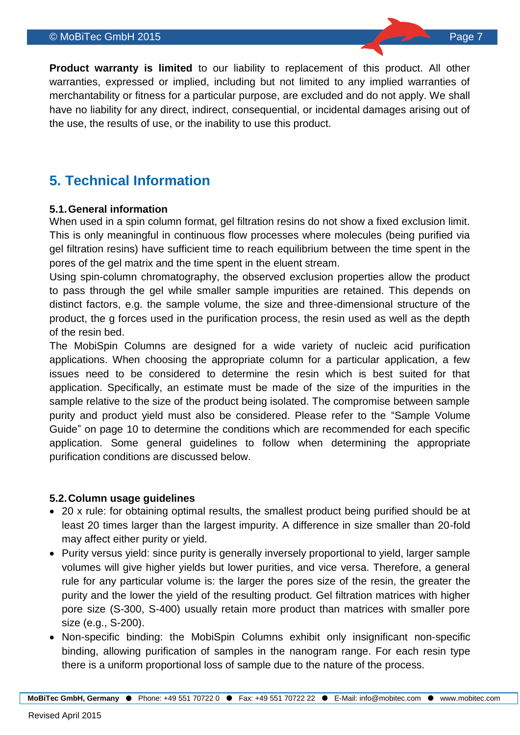**Product warranty is limited** to our liability to replacement of this product. All other warranties, expressed or implied, including but not limited to any implied warranties of merchantability or fitness for a particular purpose, are excluded and do not apply. We shall have no liability for any direct, indirect, consequential, or incidental damages arising out of the use, the results of use, or the inability to use this product.

# 5. Technical Information

### 5.1. General information

When used in a spin column format, gel filtration resins do not show a fixed exclusion limit. This is only meaningful in continuous flow processes where molecules (being purified via gel filtration resins) have sufficient time to reach equilibrium between the time spent in the pores of the gel matrix and the time spent in the eluent stream.

Using spin-column chromatography, the observed exclusion properties allow the product to pass through the gel while smaller sample impurities are retained. This depends on distinct factors, e.g. the sample volume, the size and three-dimensional structure of the product, the g forces used in the purification process, the resin used as well as the depth of the resin bed.

The MobiSpin Columns are designed for a wide variety of nucleic acid purification applications. When choosing the appropriate column for a particular application, a few issues need to be considered to determine the resin which is best suited for that application. Specifically, an estimate must be made of the size of the impurities in the sample relative to the size of the product being isolated. The compromise between sample purity and product yield must also be considered. Please refer to the "Sample Volume Guide" on page 10 to determine the conditions which are recommended for each specific application. Some general guidelines to follow when determining the appropriate purification conditions are discussed below.

### 5.2. Column usage guidelines

- 20 x rule: for obtaining optimal results, the smallest product being purified should be at least 20 times larger than the largest impurity. A difference in size smaller than 20-fold may affect either purity or yield.
- Purity versus yield: since purity is generally inversely proportional to yield, larger sample volumes will give higher yields but lower purities, and vice versa. Therefore, a general rule for any particular volume is: the larger the pores size of the resin, the greater the purity and the lower the yield of the resulting product. Gel filtration matrices with higher pore size (S-300, S-400) usually retain more product than matrices with smaller pore size (e.g., S-200).
- Non-specific binding: the MobiSpin Columns exhibit only insignificant non-specific binding, allowing purification of samples in the nanogram range. For each resin type there is a uniform proportional loss of sample due to the nature of the process.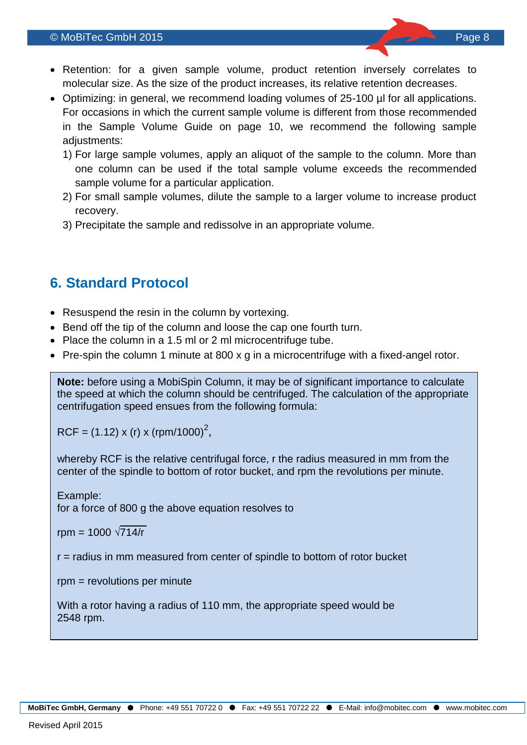- Retention: for a given sample volume, product retention inversely correlates to molecular size. As the size of the product increases, its relative retention decreases.
- Optimizing: in general, we recommend loading volumes of 25-100 µl for all applications. For occasions in which the current sample volume is different from those recommended in the Sample Volume Guide on page 10, we recommend the following sample adjustments:
  1) For large sample volumes, apply an aliquot of the sample to the column. More than one column can be used if the total sample volume exceeds the recommended sample volume for a particular application.
  2) For small sample volumes, dilute the sample to a larger volume to increase product recovery.
  3) Precipitate the sample and redissolve in an appropriate volume.

## 6. Standard Protocol

- Resuspend the resin in the column by vortexing.
- Bend off the tip of the column and loose the cap one fourth turn.
- Place the column in a 1.5 ml or 2 ml microcentrifuge tube.
- Pre-spin the column 1 minute at 800 x g in a microcentrifuge with a fixed-angel rotor.

**Note:** before using a MobiSpin Column, it may be of significant importance to calculate the speed at which the column should be centrifuged. The calculation of the appropriate centrifugation speed ensues from the following formula:

$$RCF = (1.12) \times (r) \times (rpm/1000)^2,$$

whereby RCF is the relative centrifugal force, r the radius measured in mm from the center of the spindle to bottom of rotor bucket, and rpm the revolutions per minute.

Example:
for a force of 800 g the above equation resolves to

$$rpm = 1000 \sqrt{714/r}$$

r = radius in mm measured from center of spindle to bottom of rotor bucket

rpm = revolutions per minute

With a rotor having a radius of 110 mm, the appropriate speed would be 2548 rpm.

**MoBiTec GmbH, Germany** ● Phone: +49 551 70722 0 ● Fax: +49 551 70722 22 ● E-Mail: info@mobitec.com ● www.mobitec.com

Revised April 2015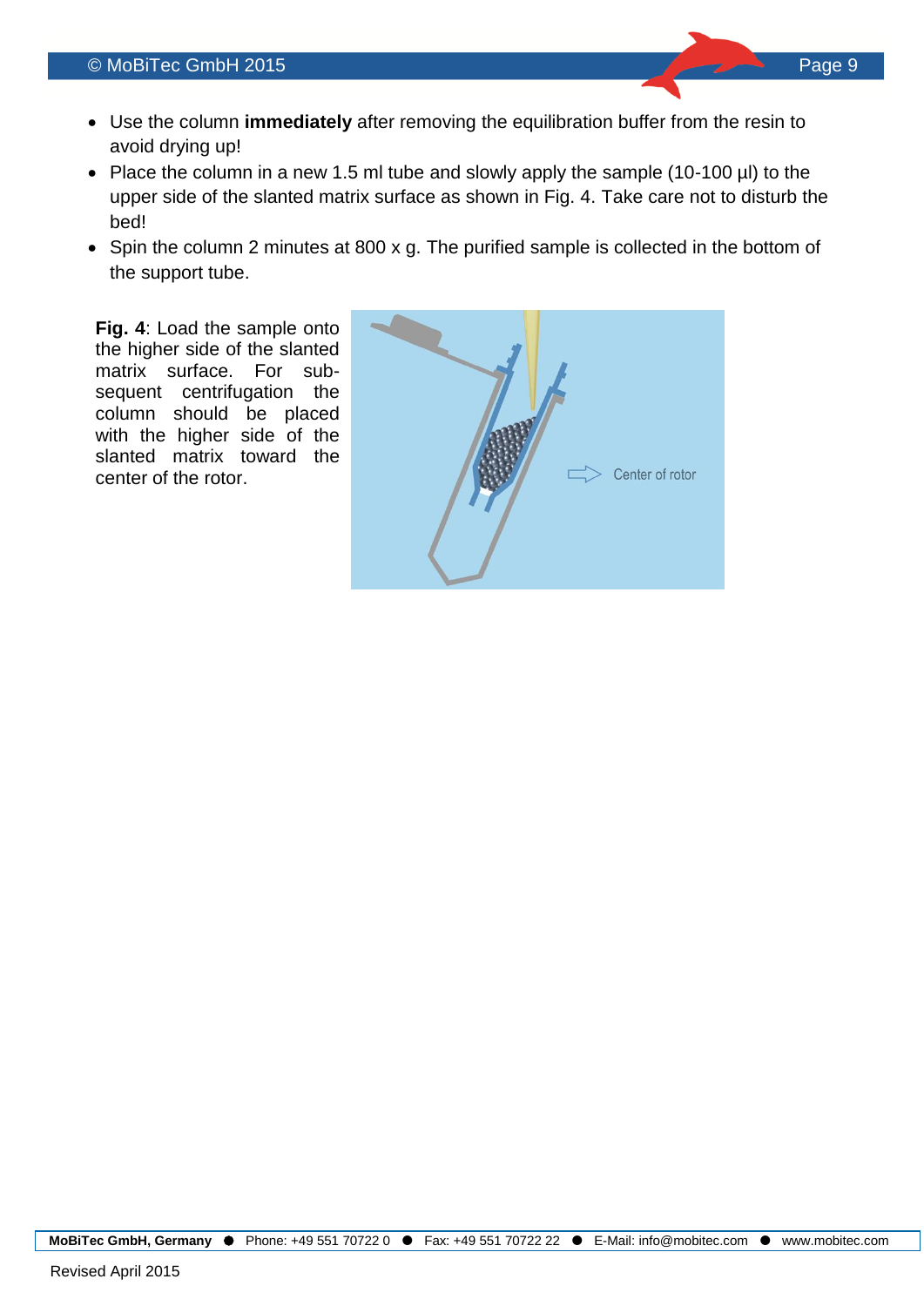- Use the column **immediately** after removing the equilibration buffer from the resin to avoid drying up!
- Place the column in a new 1.5 ml tube and slowly apply the sample (10-100 µl) to the upper side of the slanted matrix surface as shown in Fig. 4. Take care not to disturb the bed!
- Spin the column 2 minutes at 800 x g. The purified sample is collected in the bottom of the support tube.

**Fig. 4**: Load the sample onto the higher side of the slanted matrix surface. For subsequent centrifugation the column should be placed with the higher side of the slanted matrix toward the center of the rotor.

Center of rotor

Revised April 2015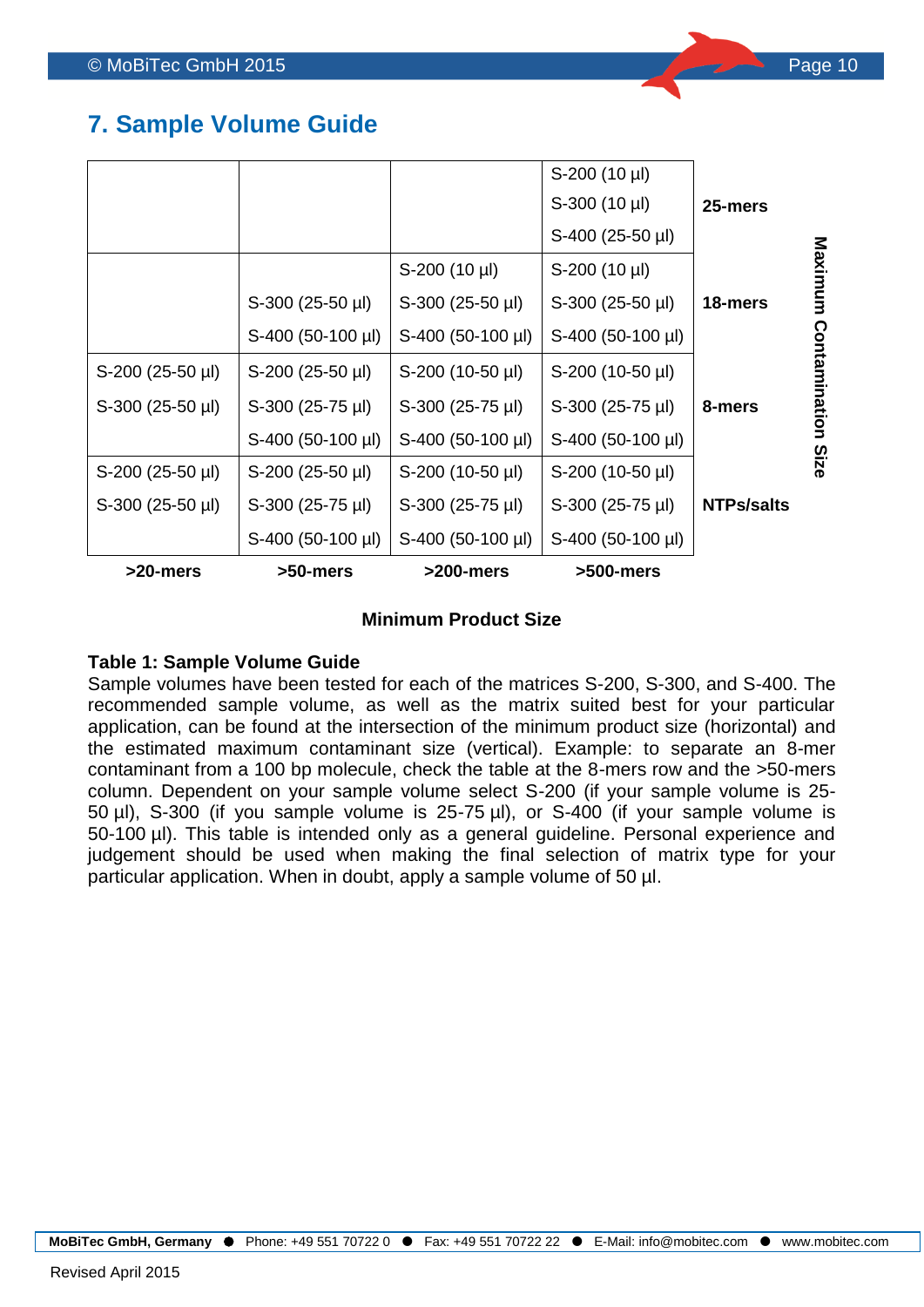## 7. Sample Volume Guide

| Maximum Contamination Size | >20-mers | >50-mers | >200-mers | >500-mers |
|---|---|---|---|---|
| 25-mers | | | | S-200 (10 µl)<br>S-300 (10 µl)<br>S-400 (25-50 µl) |
| 18-mers | | S-300 (25-50 µl)<br>S-400 (50-100 µl) | S-200 (10 µl)<br>S-300 (25-50 µl)<br>S-400 (50-100 µl) | S-200 (10 µl)<br>S-300 (25-50 µl)<br>S-400 (50-100 µl) |
| 8-mers | S-200 (25-50 µl)<br>S-300 (25-50 µl) | S-200 (25-50 µl)<br>S-300 (25-75 µl)<br>S-400 (50-100 µl) | S-200 (10-50 µl)<br>S-300 (25-75 µl)<br>S-400 (50-100 µl) | S-200 (10-50 µl)<br>S-300 (25-75 µl)<br>S-400 (50-100 µl) |
| NTPs/salts | S-200 (25-50 µl)<br>S-300 (25-50 µl) | S-200 (25-50 µl)<br>S-300 (25-75 µl)<br>S-400 (50-100 µl) | S-200 (10-50 µl)<br>S-300 (25-75 µl)<br>S-400 (50-100 µl) | S-200 (10-50 µl)<br>S-300 (25-75 µl)<br>S-400 (50-100 µl) |

**Minimum Product Size**

**Table 1: Sample Volume Guide**

Sample volumes have been tested for each of the matrices S-200, S-300, and S-400. The recommended sample volume, as well as the matrix suited best for your particular application, can be found at the intersection of the minimum product size (horizontal) and the estimated maximum contaminant size (vertical). Example: to separate an 8-mer contaminant from a 100 bp molecule, check the table at the 8-mers row and the >50-mers column. Dependent on your sample volume select S-200 (if your sample volume is 25-50 µl), S-300 (if you sample volume is 25-75 µl), or S-400 (if your sample volume is 50-100 µl). This table is intended only as a general guideline. Personal experience and judgement should be used when making the final selection of matrix type for your particular application. When in doubt, apply a sample volume of 50 µl.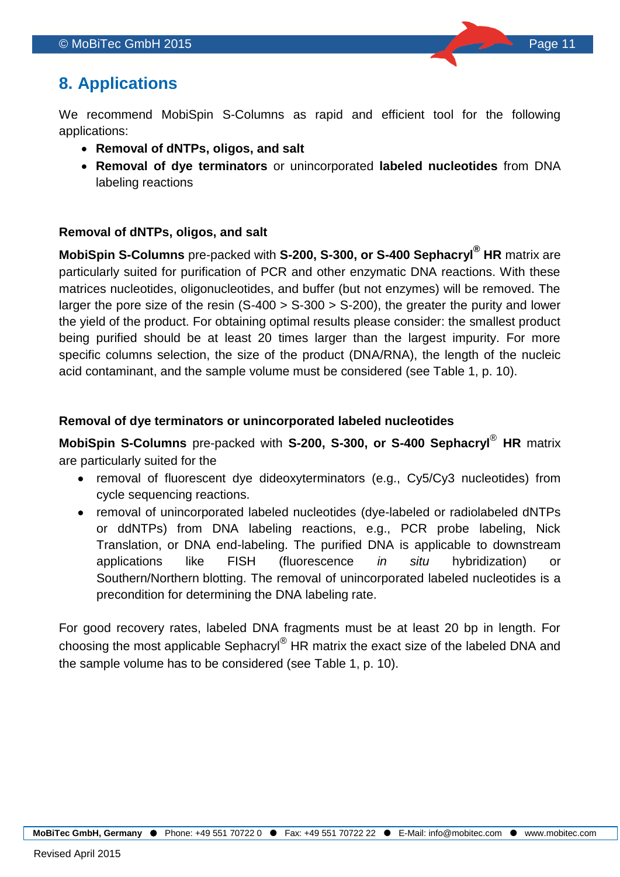# 8. Applications

We recommend MobiSpin S-Columns as rapid and efficient tool for the following applications:

- **Removal of dNTPs, oligos, and salt**
- **Removal of dye terminators** or unincorporated **labeled nucleotides** from DNA labeling reactions

### Removal of dNTPs, oligos, and salt

**MobiSpin S-Columns** pre-packed with **S-200, S-300, or S-400 Sephacryl® HR** matrix are particularly suited for purification of PCR and other enzymatic DNA reactions. With these matrices nucleotides, oligonucleotides, and buffer (but not enzymes) will be removed. The larger the pore size of the resin (S-400 > S-300 > S-200), the greater the purity and lower the yield of the product. For obtaining optimal results please consider: the smallest product being purified should be at least 20 times larger than the largest impurity. For more specific columns selection, the size of the product (DNA/RNA), the length of the nucleic acid contaminant, and the sample volume must be considered (see Table 1, p. 10).

### Removal of dye terminators or unincorporated labeled nucleotides

**MobiSpin S-Columns** pre-packed with **S-200, S-300, or S-400 Sephacryl® HR** matrix are particularly suited for the

- removal of fluorescent dye dideoxyterminators (e.g., Cy5/Cy3 nucleotides) from cycle sequencing reactions.
- removal of unincorporated labeled nucleotides (dye-labeled or radiolabeled dNTPs or ddNTPs) from DNA labeling reactions, e.g., PCR probe labeling, Nick Translation, or DNA end-labeling. The purified DNA is applicable to downstream applications like FISH (fluorescence *in situ* hybridization) or Southern/Northern blotting. The removal of unincorporated labeled nucleotides is a precondition for determining the DNA labeling rate.

For good recovery rates, labeled DNA fragments must be at least 20 bp in length. For choosing the most applicable Sephacryl® HR matrix the exact size of the labeled DNA and the sample volume has to be considered (see Table 1, p. 10).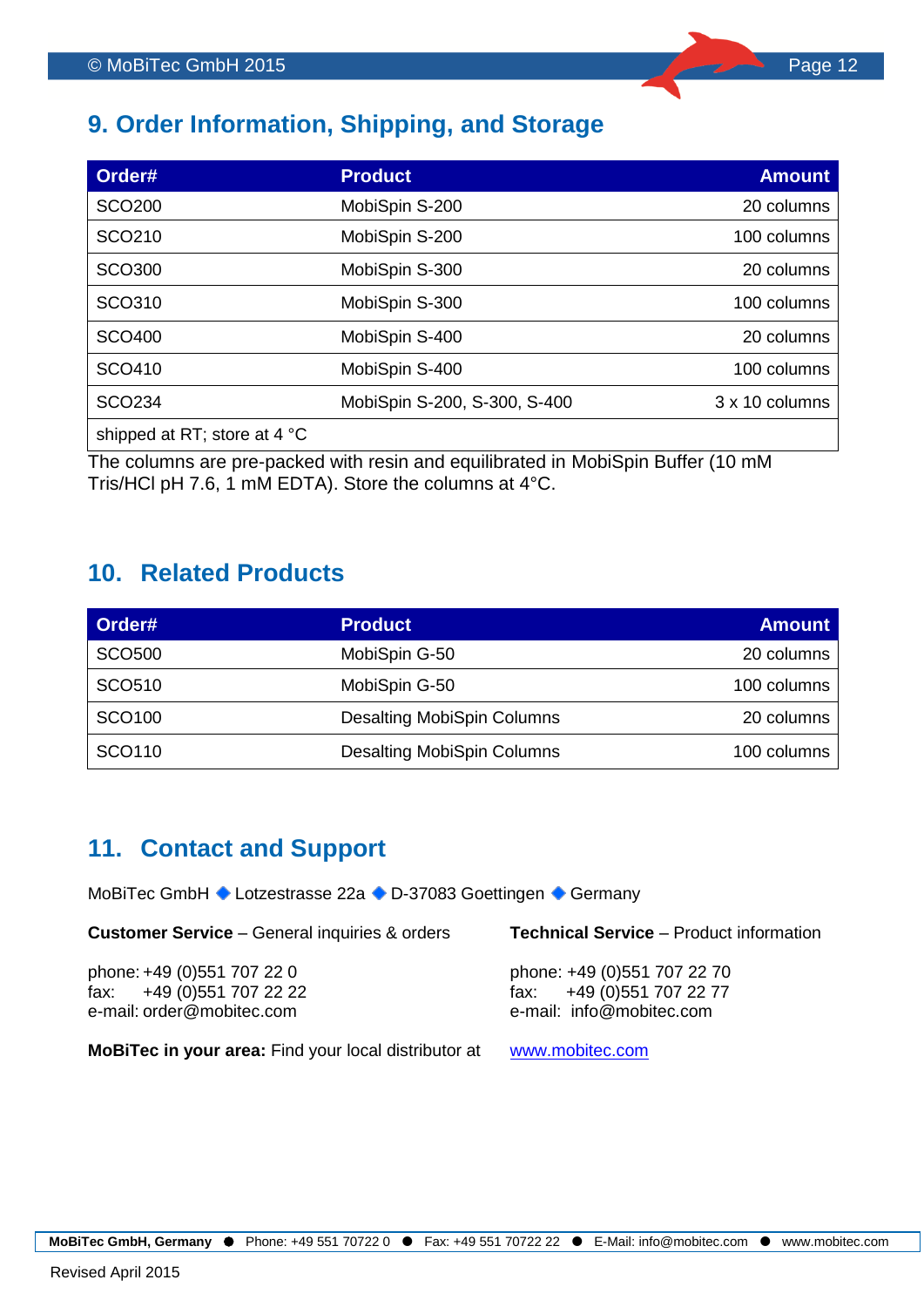## 9. Order Information, Shipping, and Storage

| Order# | Product | Amount |
|---|---|---|
| SCO200 | MobiSpin S-200 | 20 columns |
| SCO210 | MobiSpin S-200 | 100 columns |
| SCO300 | MobiSpin S-300 | 20 columns |
| SCO310 | MobiSpin S-300 | 100 columns |
| SCO400 | MobiSpin S-400 | 20 columns |
| SCO410 | MobiSpin S-400 | 100 columns |
| SCO234 | MobiSpin S-200, S-300, S-400 | 3 x 10 columns |
| shipped at RT; store at 4 °C | | |

The columns are pre-packed with resin and equilibrated in MobiSpin Buffer (10 mM Tris/HCl pH 7.6, 1 mM EDTA). Store the columns at 4°C.

## 10. Related Products

| Order# | Product | Amount |
|---|---|---|
| SCO500 | MobiSpin G-50 | 20 columns |
| SCO510 | MobiSpin G-50 | 100 columns |
| SCO100 | Desalting MobiSpin Columns | 20 columns |
| SCO110 | Desalting MobiSpin Columns | 100 columns |

## 11. Contact and Support

MoBiTec GmbH ◆ Lotzestrasse 22a ◆ D-37083 Goettingen ◆ Germany

**Customer Service** – General inquiries & orders

phone: +49 (0)551 707 22 0
fax: +49 (0)551 707 22 22
e-mail: order@mobitec.com

**Technical Service** – Product information

phone: +49 (0)551 707 22 70
fax: +49 (0)551 707 22 77
e-mail: info@mobitec.com

**MoBiTec in your area:** Find your local distributor at www.mobitec.com

Revised April 2015